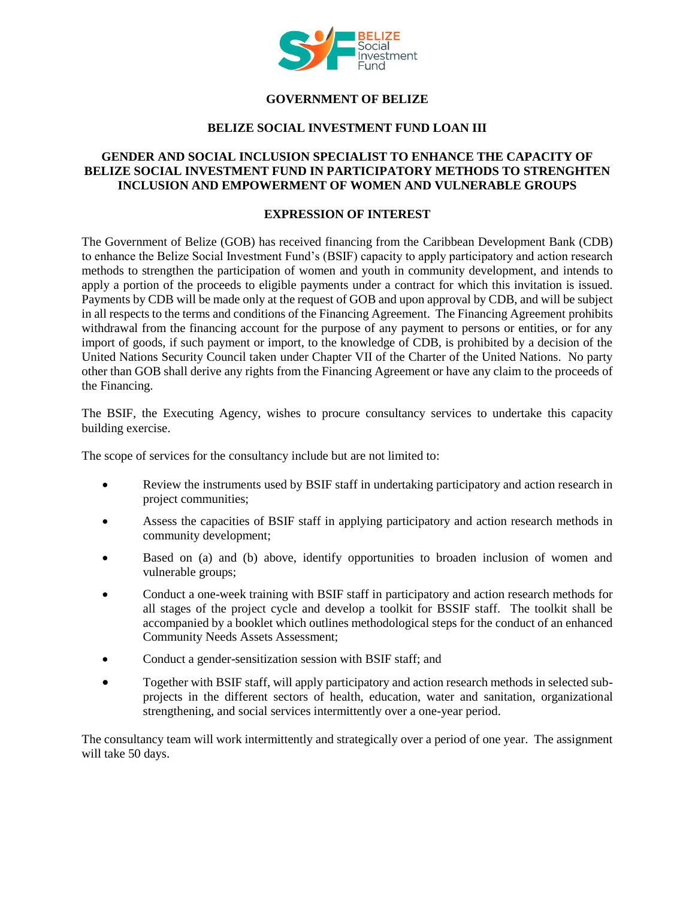**GOVERNMENT OF BELIZE**

**BELIZE SOCIAL INVESTMENT FUND LOAN III**

**GENDER AND SOCIAL INCLUSION SPECIALIST TO ENHANCE THE CAPACITY OF BELIZE SOCIAL INVESTMENT FUND IN PARTICIPATORY METHODS TO STRENGHTEN INCLUSION AND EMPOWERMENT OF WOMEN AND VULNERABLE GROUPS**

**EXPRESSION OF INTEREST**

The Government of Belize (GOB) has received financing from the Caribbean Development Bank (CDB) to enhance the Belize Social Investment Fund's (BSIF) capacity to apply participatory and action research methods to strengthen the participation of women and youth in community development, and intends to apply a portion of the proceeds to eligible payments under a contract for which this invitation is issued. Payments by CDB will be made only at the request of GOB and upon approval by CDB, and will be subject in all respects to the terms and conditions of the Financing Agreement. The Financing Agreement prohibits withdrawal from the financing account for the purpose of any payment to persons or entities, or for any import of goods, if such payment or import, to the knowledge of CDB, is prohibited by a decision of the United Nations Security Council taken under Chapter VII of the Charter of the United Nations. No party other than GOB shall derive any rights from the Financing Agreement or have any claim to the proceeds of the Financing.

The BSIF, the Executing Agency, wishes to procure consultancy services to undertake this capacity building exercise.

The scope of services for the consultancy include but are not limited to:

- Review the instruments used by BSIF staff in undertaking participatory and action research in project communities;
- Assess the capacities of BSIF staff in applying participatory and action research methods in community development;
- Based on (a) and (b) above, identify opportunities to broaden inclusion of women and vulnerable groups;
- Conduct a one-week training with BSIF staff in participatory and action research methods for all stages of the project cycle and develop a toolkit for BSSIF staff. The toolkit shall be accompanied by a booklet which outlines methodological steps for the conduct of an enhanced Community Needs Assets Assessment;
- Conduct a gender-sensitization session with BSIF staff; and
- Together with BSIF staff, will apply participatory and action research methods in selected sub-projects in the different sectors of health, education, water and sanitation, organizational strengthening, and social services intermittently over a one-year period.

The consultancy team will work intermittently and strategically over a period of one year. The assignment will take 50 days.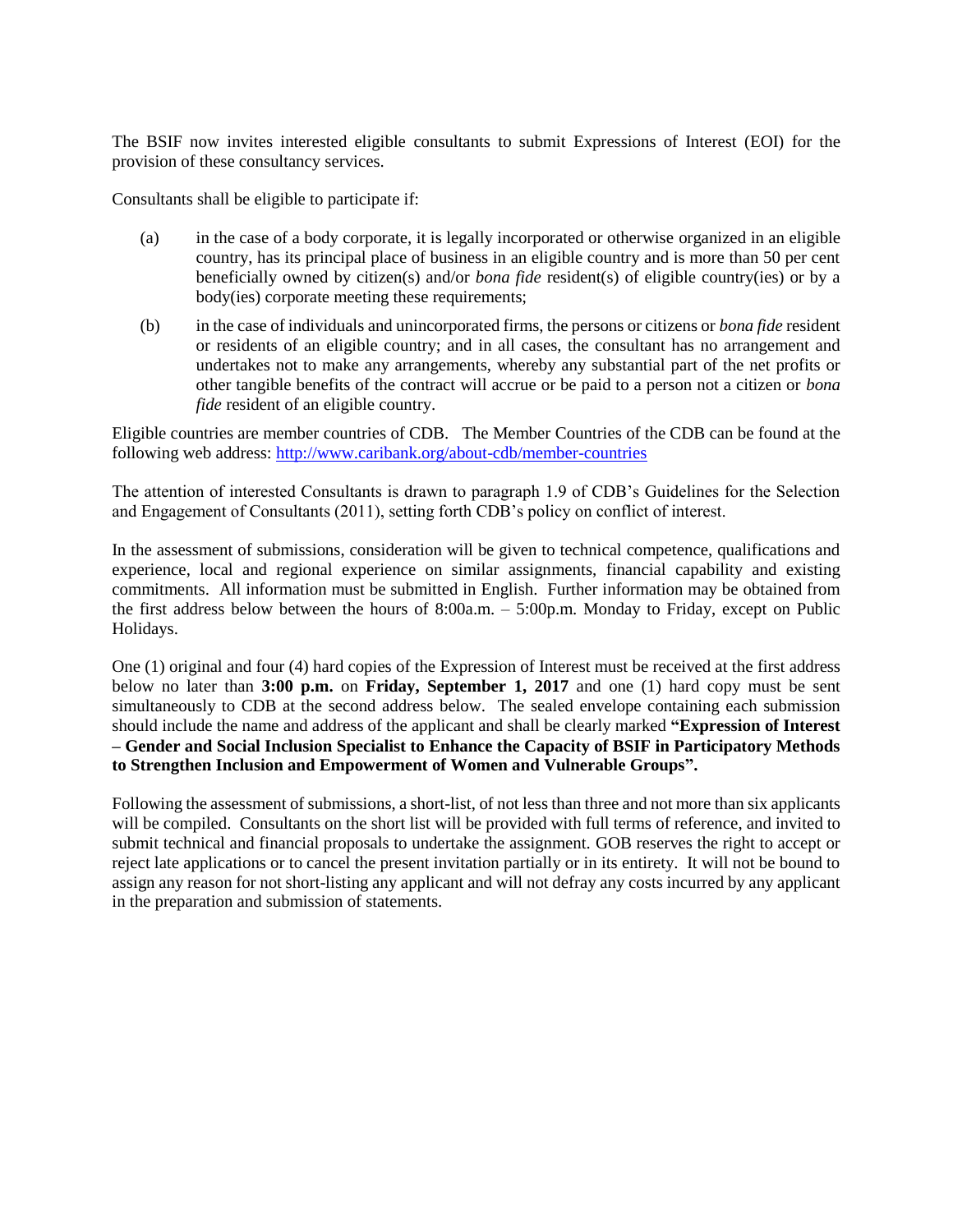The BSIF now invites interested eligible consultants to submit Expressions of Interest (EOI) for the provision of these consultancy services.

Consultants shall be eligible to participate if:

(a) in the case of a body corporate, it is legally incorporated or otherwise organized in an eligible country, has its principal place of business in an eligible country and is more than 50 per cent beneficially owned by citizen(s) and/or *bona fide* resident(s) of eligible country(ies) or by a body(ies) corporate meeting these requirements;

(b) in the case of individuals and unincorporated firms, the persons or citizens or *bona fide* resident or residents of an eligible country; and in all cases, the consultant has no arrangement and undertakes not to make any arrangements, whereby any substantial part of the net profits or other tangible benefits of the contract will accrue or be paid to a person not a citizen or *bona fide* resident of an eligible country.

Eligible countries are member countries of CDB. The Member Countries of the CDB can be found at the following web address: [http://www.caribank.org/about-cdb/member-countries](http://www.caribank.org/about-cdb/member-countries)

The attention of interested Consultants is drawn to paragraph 1.9 of CDB's Guidelines for the Selection and Engagement of Consultants (2011), setting forth CDB's policy on conflict of interest.

In the assessment of submissions, consideration will be given to technical competence, qualifications and experience, local and regional experience on similar assignments, financial capability and existing commitments. All information must be submitted in English. Further information may be obtained from the first address below between the hours of 8:00a.m. – 5:00p.m. Monday to Friday, except on Public Holidays.

One (1) original and four (4) hard copies of the Expression of Interest must be received at the first address below no later than **3:00 p.m.** on **Friday, September 1, 2017** and one (1) hard copy must be sent simultaneously to CDB at the second address below. The sealed envelope containing each submission should include the name and address of the applicant and shall be clearly marked **"Expression of Interest – Gender and Social Inclusion Specialist to Enhance the Capacity of BSIF in Participatory Methods to Strengthen Inclusion and Empowerment of Women and Vulnerable Groups".**

Following the assessment of submissions, a short-list, of not less than three and not more than six applicants will be compiled. Consultants on the short list will be provided with full terms of reference, and invited to submit technical and financial proposals to undertake the assignment. GOB reserves the right to accept or reject late applications or to cancel the present invitation partially or in its entirety. It will not be bound to assign any reason for not short-listing any applicant and will not defray any costs incurred by any applicant in the preparation and submission of statements.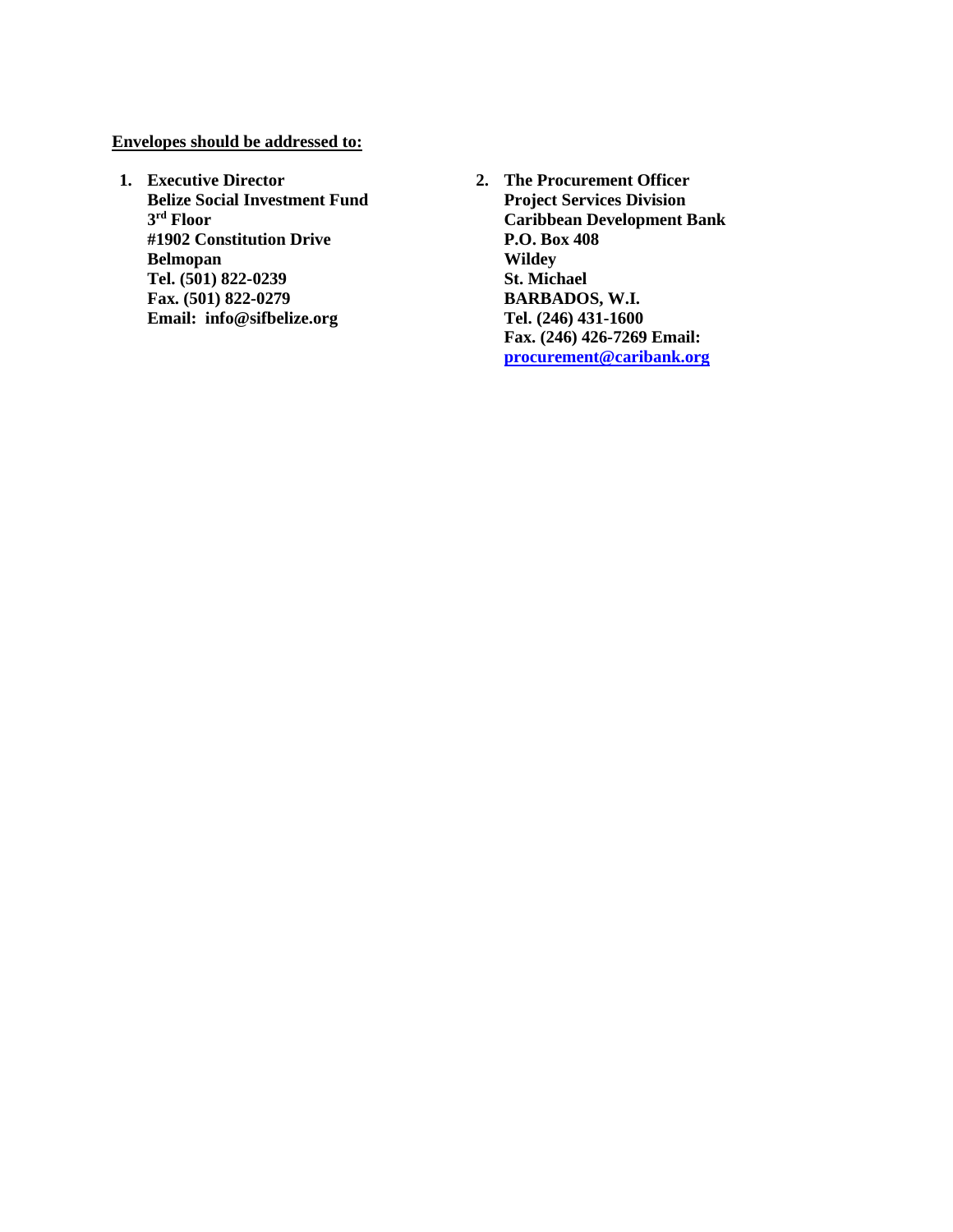**Envelopes should be addressed to:**

1. **Executive Director**
   **Belize Social Investment Fund**
   **3rd Floor**
   **#1902 Constitution Drive**
   **Belmopan**
   **Tel. (501) 822-0239**
   **Fax. (501) 822-0279**
   **Email: info@sifbelize.org**

2. **The Procurement Officer**
   **Project Services Division**
   **Caribbean Development Bank**
   **P.O. Box 408**
   **Wildey**
   **St. Michael**
   **BARBADOS, W.I.**
   **Tel. (246) 431-1600**
   **Fax. (246) 426-7269 Email:**
   **procurement@caribank.org**